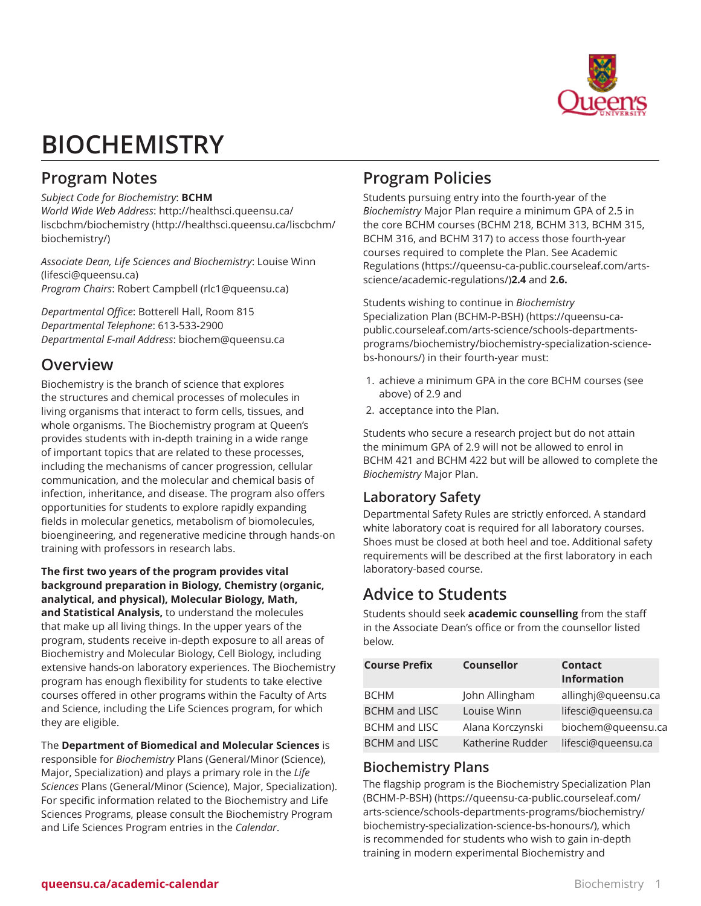# BIOCHEMISTRY

## Program Notes

*Subject Code for Biochemistry*: **BCHM**
*World Wide Web Address*: http://healthsci.queensu.ca/liscbchm/biochemistry (http://healthsci.queensu.ca/liscbchm/biochemistry/)

*Associate Dean, Life Sciences and Biochemistry*: Louise Winn (lifesci@queensu.ca)
*Program Chairs*: Robert Campbell (rlc1@queensu.ca)

*Departmental Office*: Botterell Hall, Room 815
*Departmental Telephone*: 613-533-2900
*Departmental E-mail Address*: biochem@queensu.ca

## Overview

Biochemistry is the branch of science that explores the structures and chemical processes of molecules in living organisms that interact to form cells, tissues, and whole organisms. The Biochemistry program at Queen's provides students with in-depth training in a wide range of important topics that are related to these processes, including the mechanisms of cancer progression, cellular communication, and the molecular and chemical basis of infection, inheritance, and disease. The program also offers opportunities for students to explore rapidly expanding fields in molecular genetics, metabolism of biomolecules, bioengineering, and regenerative medicine through hands-on training with professors in research labs.

**The first two years of the program provides vital background preparation in Biology, Chemistry (organic, analytical, and physical), Molecular Biology, Math, and Statistical Analysis,** to understand the molecules that make up all living things. In the upper years of the program, students receive in-depth exposure to all areas of Biochemistry and Molecular Biology, Cell Biology, including extensive hands-on laboratory experiences. The Biochemistry program has enough flexibility for students to take elective courses offered in other programs within the Faculty of Arts and Science, including the Life Sciences program, for which they are eligible.

The **Department of Biomedical and Molecular Sciences** is responsible for *Biochemistry* Plans (General/Minor (Science), Major, Specialization) and plays a primary role in the *Life Sciences* Plans (General/Minor (Science), Major, Specialization). For specific information related to the Biochemistry and Life Sciences Programs, please consult the Biochemistry Program and Life Sciences Program entries in the *Calendar*.

## Program Policies

Students pursuing entry into the fourth-year of the *Biochemistry* Major Plan require a minimum GPA of 2.5 in the core BCHM courses (BCHM 218, BCHM 313, BCHM 315, BCHM 316, and BCHM 317) to access those fourth-year courses required to complete the Plan. See Academic Regulations (https://queensu-ca-public.courseleaf.com/arts-science/academic-regulations/)**2.4** and **2.6.**

Students wishing to continue in *Biochemistry* Specialization Plan (BCHM-P-BSH) (https://queensu-ca-public.courseleaf.com/arts-science/schools-departments-programs/biochemistry/biochemistry-specialization-science-bs-honours/) in their fourth-year must:

1. achieve a minimum GPA in the core BCHM courses (see above) of 2.9 and
2. acceptance into the Plan.

Students who secure a research project but do not attain the minimum GPA of 2.9 will not be allowed to enrol in BCHM 421 and BCHM 422 but will be allowed to complete the *Biochemistry* Major Plan.

### Laboratory Safety

Departmental Safety Rules are strictly enforced. A standard white laboratory coat is required for all laboratory courses. Shoes must be closed at both heel and toe. Additional safety requirements will be described at the first laboratory in each laboratory-based course.

## Advice to Students

Students should seek **academic counselling** from the staff in the Associate Dean's office or from the counsellor listed below.

| Course Prefix | Counsellor | Contact Information |
|---|---|---|
| BCHM | John Allingham | allinghj@queensu.ca |
| BCHM and LISC | Louise Winn | lifesci@queensu.ca |
| BCHM and LISC | Alana Korczynski | biochem@queensu.ca |
| BCHM and LISC | Katherine Rudder | lifesci@queensu.ca |

### Biochemistry Plans

The flagship program is the Biochemistry Specialization Plan (BCHM-P-BSH) (https://queensu-ca-public.courseleaf.com/arts-science/schools-departments-programs/biochemistry/biochemistry-specialization-science-bs-honours/), which is recommended for students who wish to gain in-depth training in modern experimental Biochemistry and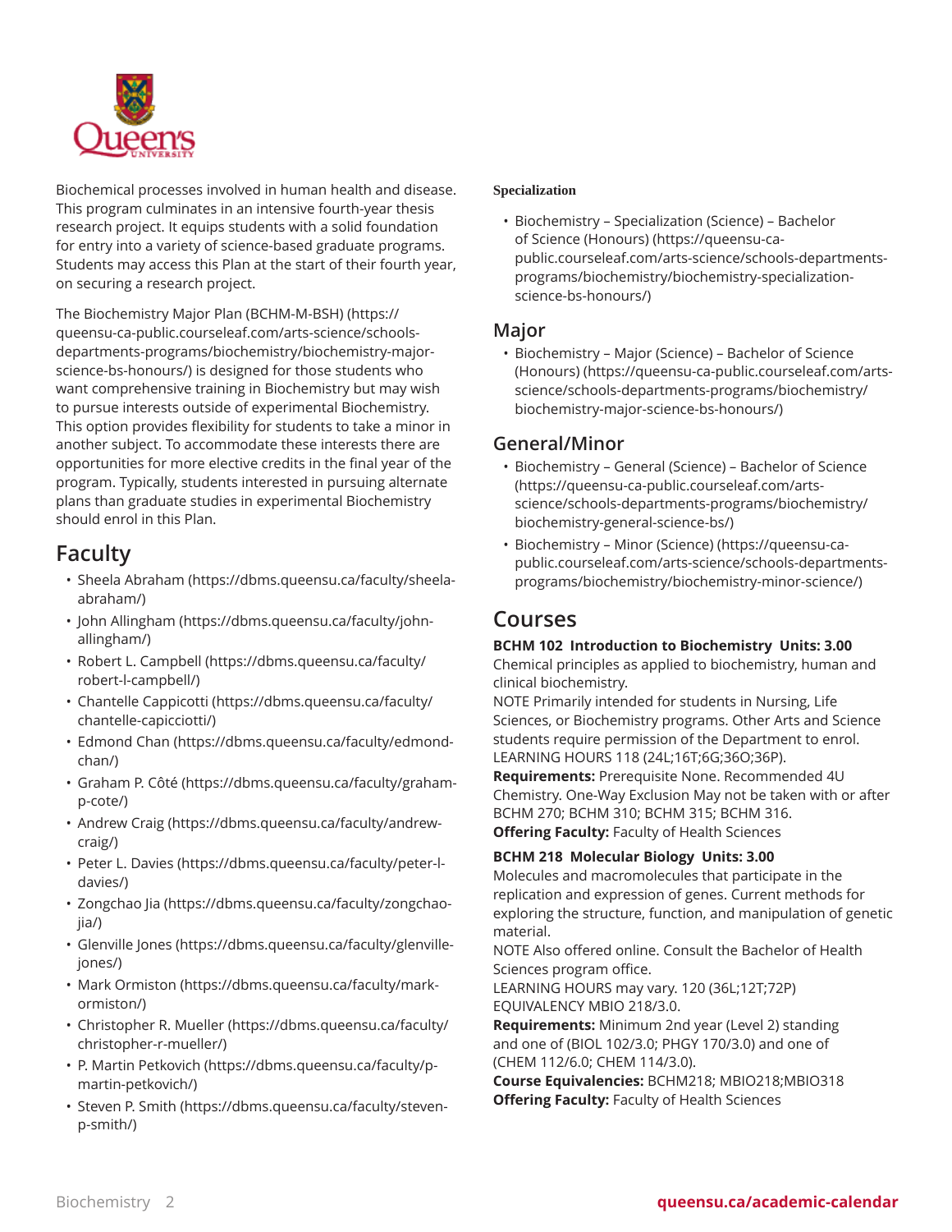Biochemical processes involved in human health and disease. This program culminates in an intensive fourth-year thesis research project. It equips students with a solid foundation for entry into a variety of science-based graduate programs. Students may access this Plan at the start of their fourth year, on securing a research project.

The Biochemistry Major Plan (BCHM-M-BSH) (https://queensu-ca-public.courseleaf.com/arts-science/schools-departments-programs/biochemistry/biochemistry-major-science-bs-honours/) is designed for those students who want comprehensive training in Biochemistry but may wish to pursue interests outside of experimental Biochemistry. This option provides flexibility for students to take a minor in another subject. To accommodate these interests there are opportunities for more elective credits in the final year of the program. Typically, students interested in pursuing alternate plans than graduate studies in experimental Biochemistry should enrol in this Plan.

## Faculty

- Sheela Abraham (https://dbms.queensu.ca/faculty/sheela-abraham/)
- John Allingham (https://dbms.queensu.ca/faculty/john-allingham/)
- Robert L. Campbell (https://dbms.queensu.ca/faculty/robert-l-campbell/)
- Chantelle Cappicotti (https://dbms.queensu.ca/faculty/chantelle-capicciotti/)
- Edmond Chan (https://dbms.queensu.ca/faculty/edmond-chan/)
- Graham P. Côté (https://dbms.queensu.ca/faculty/graham-p-cote/)
- Andrew Craig (https://dbms.queensu.ca/faculty/andrew-craig/)
- Peter L. Davies (https://dbms.queensu.ca/faculty/peter-l-davies/)
- Zongchao Jia (https://dbms.queensu.ca/faculty/zongchao-jia/)
- Glenville Jones (https://dbms.queensu.ca/faculty/glenville-jones/)
- Mark Ormiston (https://dbms.queensu.ca/faculty/mark-ormiston/)
- Christopher R. Mueller (https://dbms.queensu.ca/faculty/christopher-r-mueller/)
- P. Martin Petkovich (https://dbms.queensu.ca/faculty/p-martin-petkovich/)
- Steven P. Smith (https://dbms.queensu.ca/faculty/steven-p-smith/)

#### Specialization

- Biochemistry – Specialization (Science) – Bachelor of Science (Honours) (https://queensu-ca-public.courseleaf.com/arts-science/schools-departments-programs/biochemistry/biochemistry-specialization-science-bs-honours/)

### Major

- Biochemistry – Major (Science) – Bachelor of Science (Honours) (https://queensu-ca-public.courseleaf.com/arts-science/schools-departments-programs/biochemistry/biochemistry-major-science-bs-honours/)

### General/Minor

- Biochemistry – General (Science) – Bachelor of Science (https://queensu-ca-public.courseleaf.com/arts-science/schools-departments-programs/biochemistry/biochemistry-general-science-bs/)
- Biochemistry – Minor (Science) (https://queensu-ca-public.courseleaf.com/arts-science/schools-departments-programs/biochemistry/biochemistry-minor-science/)

## Courses

**BCHM 102 Introduction to Biochemistry Units: 3.00**
Chemical principles as applied to biochemistry, human and clinical biochemistry.
NOTE Primarily intended for students in Nursing, Life Sciences, or Biochemistry programs. Other Arts and Science students require permission of the Department to enrol.
LEARNING HOURS 118 (24L;16T;6G;36O;36P).
**Requirements:** Prerequisite None. Recommended 4U Chemistry. One-Way Exclusion May not be taken with or after BCHM 270; BCHM 310; BCHM 315; BCHM 316.
**Offering Faculty:** Faculty of Health Sciences

**BCHM 218 Molecular Biology Units: 3.00**
Molecules and macromolecules that participate in the replication and expression of genes. Current methods for exploring the structure, function, and manipulation of genetic material.
NOTE Also offered online. Consult the Bachelor of Health Sciences program office.
LEARNING HOURS may vary. 120 (36L;12T;72P)
EQUIVALENCY MBIO 218/3.0.
**Requirements:** Minimum 2nd year (Level 2) standing and one of (BIOL 102/3.0; PHGY 170/3.0) and one of (CHEM 112/6.0; CHEM 114/3.0).
**Course Equivalencies:** BCHM218; MBIO218;MBIO318
**Offering Faculty:** Faculty of Health Sciences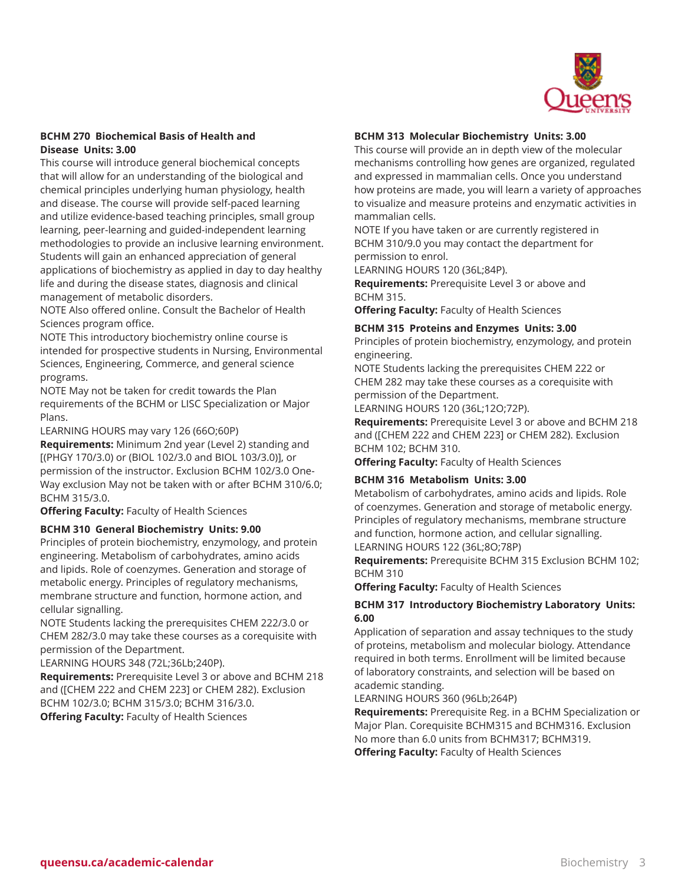**BCHM 270 Biochemical Basis of Health and Disease Units: 3.00**

This course will introduce general biochemical concepts that will allow for an understanding of the biological and chemical principles underlying human physiology, health and disease. The course will provide self-paced learning and utilize evidence-based teaching principles, small group learning, peer-learning and guided-independent learning methodologies to provide an inclusive learning environment. Students will gain an enhanced appreciation of general applications of biochemistry as applied in day to day healthy life and during the disease states, diagnosis and clinical management of metabolic disorders.

NOTE Also offered online. Consult the Bachelor of Health Sciences program office.

NOTE This introductory biochemistry online course is intended for prospective students in Nursing, Environmental Sciences, Engineering, Commerce, and general science programs.

NOTE May not be taken for credit towards the Plan requirements of the BCHM or LISC Specialization or Major Plans.

LEARNING HOURS may vary 126 (66O;60P)

**Requirements:** Minimum 2nd year (Level 2) standing and [(PHGY 170/3.0) or (BIOL 102/3.0 and BIOL 103/3.0)], or permission of the instructor. Exclusion BCHM 102/3.0 One-Way exclusion May not be taken with or after BCHM 310/6.0; BCHM 315/3.0.

**Offering Faculty:** Faculty of Health Sciences

**BCHM 310 General Biochemistry Units: 9.00**

Principles of protein biochemistry, enzymology, and protein engineering. Metabolism of carbohydrates, amino acids and lipids. Role of coenzymes. Generation and storage of metabolic energy. Principles of regulatory mechanisms, membrane structure and function, hormone action, and cellular signalling.

NOTE Students lacking the prerequisites CHEM 222/3.0 or CHEM 282/3.0 may take these courses as a corequisite with permission of the Department.

LEARNING HOURS 348 (72L;36Lb;240P).

**Requirements:** Prerequisite Level 3 or above and BCHM 218 and ([CHEM 222 and CHEM 223] or CHEM 282). Exclusion BCHM 102/3.0; BCHM 315/3.0; BCHM 316/3.0.

**Offering Faculty:** Faculty of Health Sciences

**BCHM 313 Molecular Biochemistry Units: 3.00**

This course will provide an in depth view of the molecular mechanisms controlling how genes are organized, regulated and expressed in mammalian cells. Once you understand how proteins are made, you will learn a variety of approaches to visualize and measure proteins and enzymatic activities in mammalian cells.

NOTE If you have taken or are currently registered in BCHM 310/9.0 you may contact the department for permission to enrol.

LEARNING HOURS 120 (36L;84P).

**Requirements:** Prerequisite Level 3 or above and BCHM 315.

**Offering Faculty:** Faculty of Health Sciences

**BCHM 315 Proteins and Enzymes Units: 3.00**

Principles of protein biochemistry, enzymology, and protein engineering.

NOTE Students lacking the prerequisites CHEM 222 or CHEM 282 may take these courses as a corequisite with permission of the Department.

LEARNING HOURS 120 (36L;12O;72P).

**Requirements:** Prerequisite Level 3 or above and BCHM 218 and ([CHEM 222 and CHEM 223] or CHEM 282). Exclusion BCHM 102; BCHM 310.

**Offering Faculty:** Faculty of Health Sciences

**BCHM 316 Metabolism Units: 3.00**

Metabolism of carbohydrates, amino acids and lipids. Role of coenzymes. Generation and storage of metabolic energy. Principles of regulatory mechanisms, membrane structure and function, hormone action, and cellular signalling.

LEARNING HOURS 122 (36L;8O;78P)

**Requirements:** Prerequisite BCHM 315 Exclusion BCHM 102; BCHM 310

**Offering Faculty:** Faculty of Health Sciences

**BCHM 317 Introductory Biochemistry Laboratory Units: 6.00**

Application of separation and assay techniques to the study of proteins, metabolism and molecular biology. Attendance required in both terms. Enrollment will be limited because of laboratory constraints, and selection will be based on academic standing.

LEARNING HOURS 360 (96Lb;264P)

**Requirements:** Prerequisite Reg. in a BCHM Specialization or Major Plan. Corequisite BCHM315 and BCHM316. Exclusion No more than 6.0 units from BCHM317; BCHM319.

**Offering Faculty:** Faculty of Health Sciences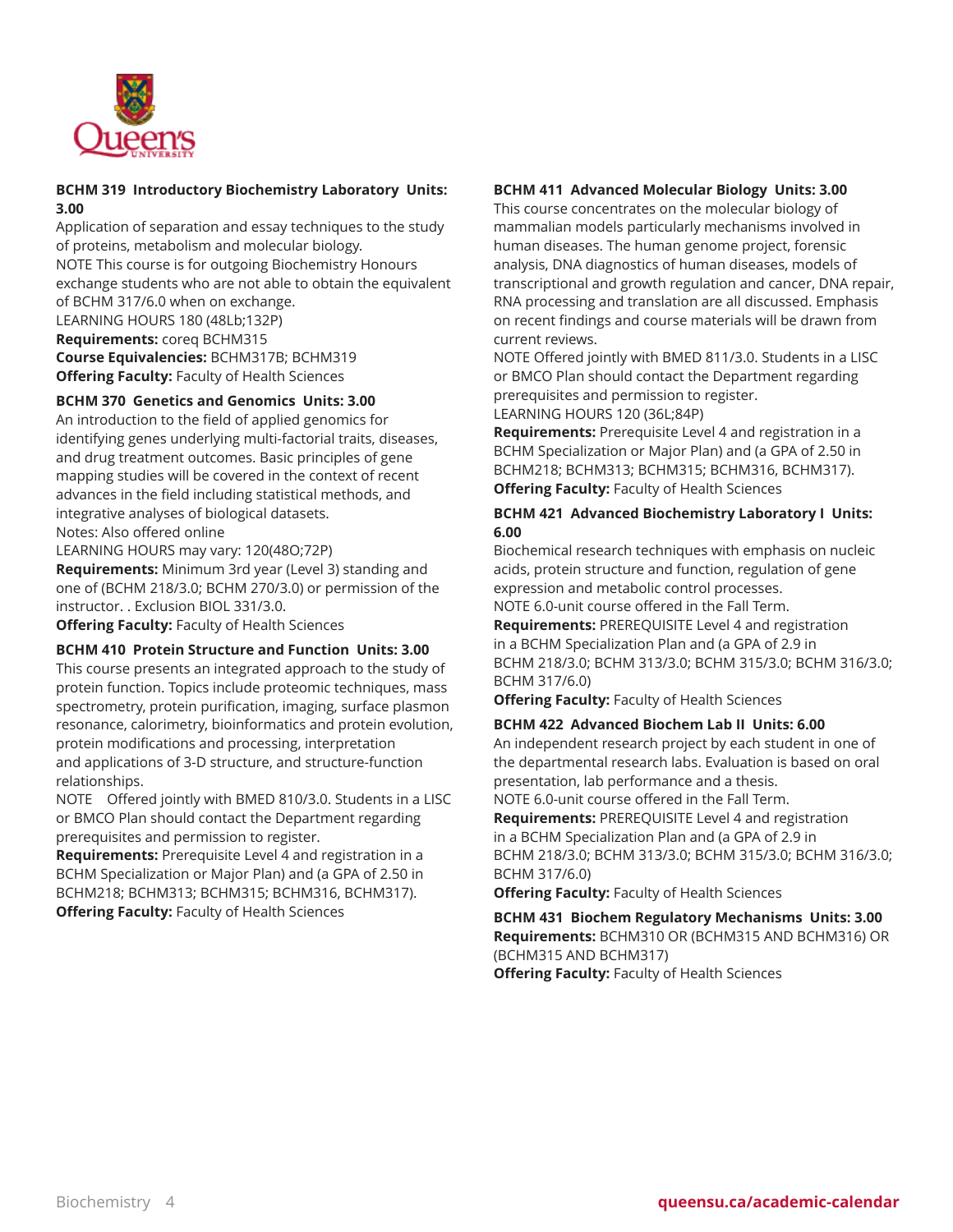**BCHM 319 Introductory Biochemistry Laboratory Units: 3.00**

Application of separation and essay techniques to the study of proteins, metabolism and molecular biology.

NOTE This course is for outgoing Biochemistry Honours exchange students who are not able to obtain the equivalent of BCHM 317/6.0 when on exchange.

LEARNING HOURS 180 (48Lb;132P)

**Requirements:** coreq BCHM315

**Course Equivalencies:** BCHM317B; BCHM319

**Offering Faculty:** Faculty of Health Sciences

**BCHM 370 Genetics and Genomics Units: 3.00**

An introduction to the field of applied genomics for identifying genes underlying multi-factorial traits, diseases, and drug treatment outcomes. Basic principles of gene mapping studies will be covered in the context of recent advances in the field including statistical methods, and integrative analyses of biological datasets.

Notes: Also offered online

LEARNING HOURS may vary: 120(48O;72P)

**Requirements:** Minimum 3rd year (Level 3) standing and one of (BCHM 218/3.0; BCHM 270/3.0) or permission of the instructor. . Exclusion BIOL 331/3.0.

**Offering Faculty:** Faculty of Health Sciences

**BCHM 410 Protein Structure and Function Units: 3.00**

This course presents an integrated approach to the study of protein function. Topics include proteomic techniques, mass spectrometry, protein purification, imaging, surface plasmon resonance, calorimetry, bioinformatics and protein evolution, protein modifications and processing, interpretation and applications of 3-D structure, and structure-function relationships.

NOTE Offered jointly with BMED 810/3.0. Students in a LISC or BMCO Plan should contact the Department regarding prerequisites and permission to register.

**Requirements:** Prerequisite Level 4 and registration in a BCHM Specialization or Major Plan) and (a GPA of 2.50 in BCHM218; BCHM313; BCHM315; BCHM316, BCHM317).

**Offering Faculty:** Faculty of Health Sciences

**BCHM 411 Advanced Molecular Biology Units: 3.00**

This course concentrates on the molecular biology of mammalian models particularly mechanisms involved in human diseases. The human genome project, forensic analysis, DNA diagnostics of human diseases, models of transcriptional and growth regulation and cancer, DNA repair, RNA processing and translation are all discussed. Emphasis on recent findings and course materials will be drawn from current reviews.

NOTE Offered jointly with BMED 811/3.0. Students in a LISC or BMCO Plan should contact the Department regarding prerequisites and permission to register.

LEARNING HOURS 120 (36L;84P)

**Requirements:** Prerequisite Level 4 and registration in a BCHM Specialization or Major Plan) and (a GPA of 2.50 in BCHM218; BCHM313; BCHM315; BCHM316, BCHM317).

**Offering Faculty:** Faculty of Health Sciences

**BCHM 421 Advanced Biochemistry Laboratory I Units: 6.00**

Biochemical research techniques with emphasis on nucleic acids, protein structure and function, regulation of gene expression and metabolic control processes.

NOTE 6.0-unit course offered in the Fall Term.

**Requirements:** PREREQUISITE Level 4 and registration in a BCHM Specialization Plan and (a GPA of 2.9 in BCHM 218/3.0; BCHM 313/3.0; BCHM 315/3.0; BCHM 316/3.0; BCHM 317/6.0)

**Offering Faculty:** Faculty of Health Sciences

**BCHM 422 Advanced Biochem Lab II Units: 6.00**

An independent research project by each student in one of the departmental research labs. Evaluation is based on oral presentation, lab performance and a thesis.

NOTE 6.0-unit course offered in the Fall Term.

**Requirements:** PREREQUISITE Level 4 and registration in a BCHM Specialization Plan and (a GPA of 2.9 in BCHM 218/3.0; BCHM 313/3.0; BCHM 315/3.0; BCHM 316/3.0; BCHM 317/6.0)

**Offering Faculty:** Faculty of Health Sciences

**BCHM 431 Biochem Regulatory Mechanisms Units: 3.00**

**Requirements:** BCHM310 OR (BCHM315 AND BCHM316) OR (BCHM315 AND BCHM317)

**Offering Faculty:** Faculty of Health Sciences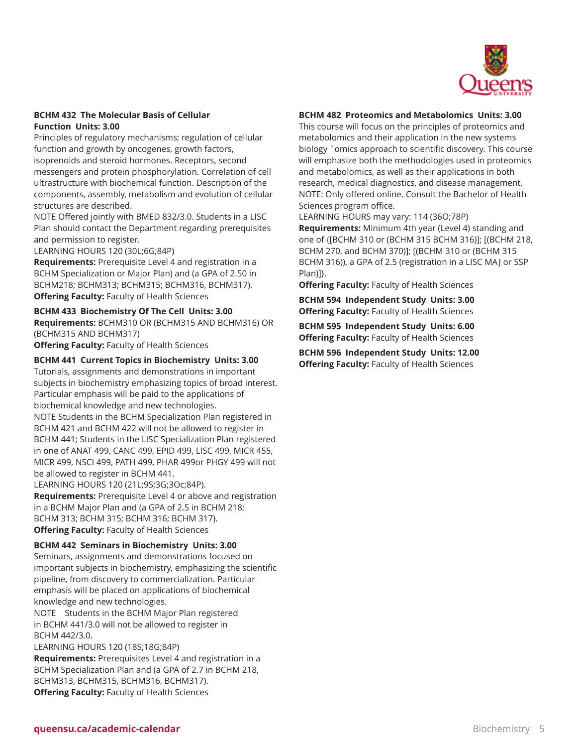**BCHM 432 The Molecular Basis of Cellular Function Units: 3.00**
Principles of regulatory mechanisms; regulation of cellular function and growth by oncogenes, growth factors, isoprenoids and steroid hormones. Receptors, second messengers and protein phosphorylation. Correlation of cell ultrastructure with biochemical function. Description of the components, assembly, metabolism and evolution of cellular structures are described.
NOTE Offered jointly with BMED 832/3.0. Students in a LISC Plan should contact the Department regarding prerequisites and permission to register.
LEARNING HOURS 120 (30L;6G;84P)
**Requirements:** Prerequisite Level 4 and registration in a BCHM Specialization or Major Plan) and (a GPA of 2.50 in BCHM218; BCHM313; BCHM315; BCHM316, BCHM317).
**Offering Faculty:** Faculty of Health Sciences

**BCHM 433 Biochemistry Of The Cell Units: 3.00**
**Requirements:** BCHM310 OR (BCHM315 AND BCHM316) OR (BCHM315 AND BCHM317)
**Offering Faculty:** Faculty of Health Sciences

**BCHM 441 Current Topics in Biochemistry Units: 3.00**
Tutorials, assignments and demonstrations in important subjects in biochemistry emphasizing topics of broad interest. Particular emphasis will be paid to the applications of biochemical knowledge and new technologies.
NOTE Students in the BCHM Specialization Plan registered in BCHM 421 and BCHM 422 will not be allowed to register in BCHM 441; Students in the LISC Specialization Plan registered in one of ANAT 499, CANC 499, EPID 499, LISC 499, MICR 455, MICR 499, NSCI 499, PATH 499, PHAR 499or PHGY 499 will not be allowed to register in BCHM 441.
LEARNING HOURS 120 (21L;9S;3G;3Oc;84P).
**Requirements:** Prerequisite Level 4 or above and registration in a BCHM Major Plan and (a GPA of 2.5 in BCHM 218; BCHM 313; BCHM 315; BCHM 316; BCHM 317).
**Offering Faculty:** Faculty of Health Sciences

**BCHM 442 Seminars in Biochemistry Units: 3.00**
Seminars, assignments and demonstrations focused on important subjects in biochemistry, emphasizing the scientific pipeline, from discovery to commercialization. Particular emphasis will be placed on applications of biochemical knowledge and new technologies.
NOTE Students in the BCHM Major Plan registered in BCHM 441/3.0 will not be allowed to register in BCHM 442/3.0.
LEARNING HOURS 120 (18S;18G;84P)
**Requirements:** Prerequisites Level 4 and registration in a BCHM Specialization Plan and (a GPA of 2.7 in BCHM 218, BCHM313, BCHM315, BCHM316, BCHM317).
**Offering Faculty:** Faculty of Health Sciences

**BCHM 482 Proteomics and Metabolomics Units: 3.00**
This course will focus on the principles of proteomics and metabolomics and their application in the new systems biology `omics approach to scientific discovery. This course will emphasize both the methodologies used in proteomics and metabolomics, as well as their applications in both research, medical diagnostics, and disease management.
NOTE: Only offered online. Consult the Bachelor of Health Sciences program office.
LEARNING HOURS may vary: 114 (36O;78P)
**Requirements:** Minimum 4th year (Level 4) standing and one of {[BCHM 310 or (BCHM 315 BCHM 316)]; [(BCHM 218, BCHM 270, and BCHM 370)]; [(BCHM 310 or (BCHM 315 BCHM 316)), a GPA of 2.5 (registration in a LISC MAJ or SSP Plan)]}.
**Offering Faculty:** Faculty of Health Sciences

**BCHM 594 Independent Study Units: 3.00**
**Offering Faculty:** Faculty of Health Sciences

**BCHM 595 Independent Study Units: 6.00**
**Offering Faculty:** Faculty of Health Sciences

**BCHM 596 Independent Study Units: 12.00**
**Offering Faculty:** Faculty of Health Sciences